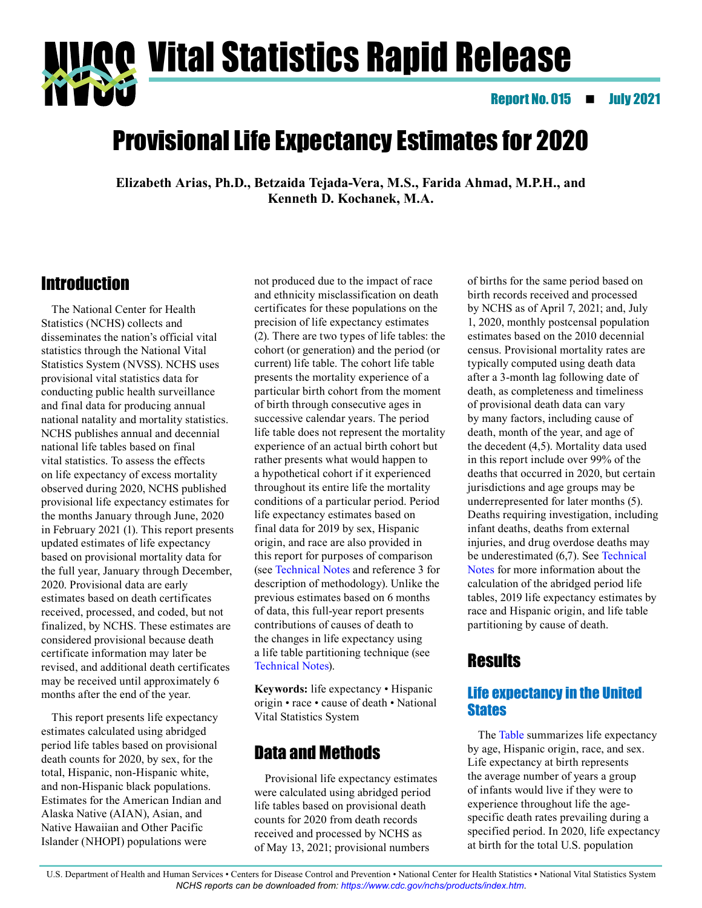# Vital Statistics Rapid Release

Report No. 015 ■ July 2021

# Provisional Life Expectancy Estimates for 2020

**Elizabeth Arias, Ph.D., Betzaida Tejada-Vera, M.S., Farida Ahmad, M.P.H., and Kenneth D. Kochanek, M.A.**

## Introduction

The National Center for Health Statistics (NCHS) collects and disseminates the nation's official vital statistics through the National Vital Statistics System (NVSS). NCHS uses provisional vital statistics data for conducting public health surveillance and final data for producing annual national natality and mortality statistics. NCHS publishes annual and decennial national life tables based on final vital statistics. To assess the effects on life expectancy of excess mortality observed during 2020, NCHS published provisional life expectancy estimates for the months January through June, 2020 in February 2021 (1). This report presents updated estimates of life expectancy based on provisional mortality data for the full year, January through December, 2020. Provisional data are early estimates based on death certificates received, processed, and coded, but not finalized, by NCHS. These estimates are considered provisional because death certificate information may later be revised, and additional death certificates may be received until approximately 6 months after the end of the year.

This report presents life expectancy estimates calculated using abridged period life tables based on provisional death counts for 2020, by sex, for the total, Hispanic, non-Hispanic white, and non-Hispanic black populations. Estimates for the American Indian and Alaska Native (AIAN), Asian, and Native Hawaiian and Other Pacific Islander (NHOPI) populations were not produced due to the impact of race and ethnicity misclassification on death certificates for these populations on the precision of life expectancy estimates (2). There are two types of life tables: the cohort (or generation) and the period (or current) life table. The cohort life table presents the mortality experience of a particular birth cohort from the moment of birth through consecutive ages in successive calendar years. The period life table does not represent the mortality experience of an actual birth cohort but rather presents what would happen to a hypothetical cohort if it experienced throughout its entire life the mortality conditions of a particular period. Period life expectancy estimates based on final data for 2019 by sex, Hispanic origin, and race are also provided in this report for purposes of comparison (see Technical Notes and reference 3 for description of methodology). Unlike the previous estimates based on 6 months of data, this full-year report presents contributions of causes of death to the changes in life expectancy using a life table partitioning technique (see Technical Notes).

**Keywords:** life expectancy • Hispanic origin • race • cause of death • National Vital Statistics System

## Data and Methods

Provisional life expectancy estimates were calculated using abridged period life tables based on provisional death counts for 2020 from death records received and processed by NCHS as of May 13, 2021; provisional numbers of births for the same period based on birth records received and processed by NCHS as of April 7, 2021; and, July 1, 2020, monthly postcensal population estimates based on the 2010 decennial census. Provisional mortality rates are typically computed using death data after a 3-month lag following date of death, as completeness and timeliness of provisional death data can vary by many factors, including cause of death, month of the year, and age of the decedent (4,5). Mortality data used in this report include over 99% of the deaths that occurred in 2020, but certain jurisdictions and age groups may be underrepresented for later months (5). Deaths requiring investigation, including infant deaths, deaths from external injuries, and drug overdose deaths may be underestimated (6,7). See Technical Notes for more information about the calculation of the abridged period life tables, 2019 life expectancy estimates by race and Hispanic origin, and life table partitioning by cause of death.

## Results

### Life expectancy in the United States

The Table summarizes life expectancy by age, Hispanic origin, race, and sex. Life expectancy at birth represents the average number of years a group of infants would live if they were to experience throughout life the age-specific death rates prevailing during a specified period. In 2020, life expectancy at birth for the total U.S. population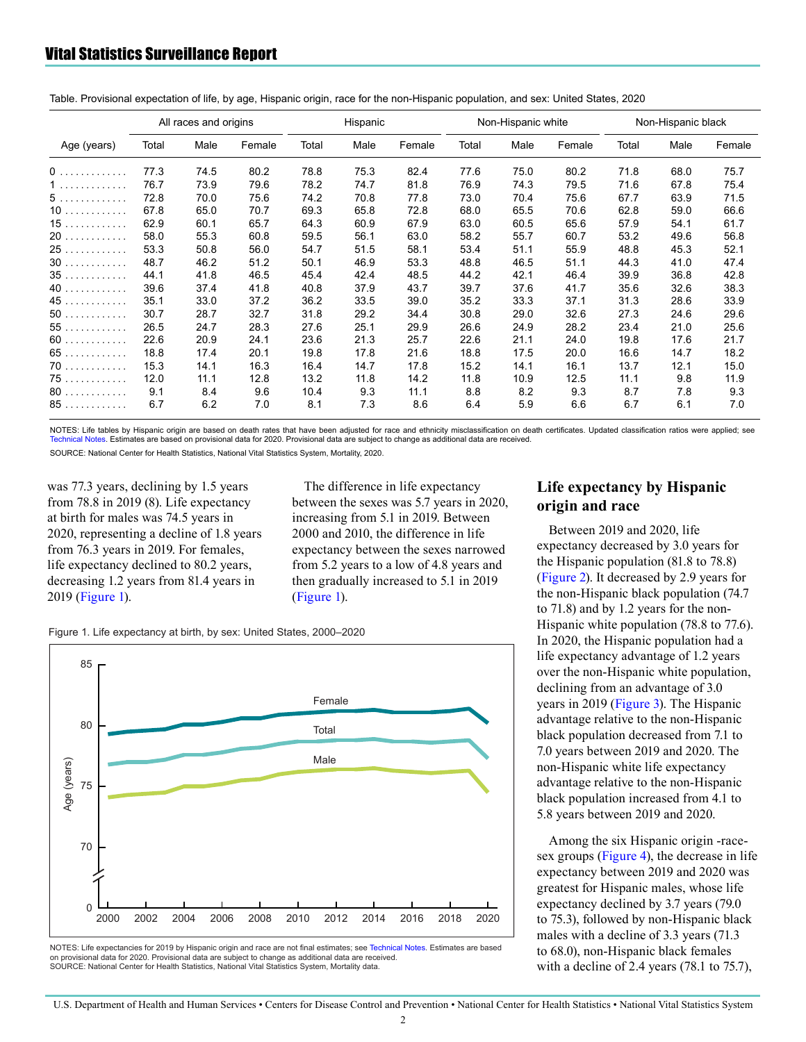Table. Provisional expectation of life, by age, Hispanic origin, race for the non-Hispanic population, and sex: United States, 2020

| Age (years) | All races and origins | | | Hispanic | | | Non-Hispanic white | | | Non-Hispanic black | | |
|---|---|---|---|---|---|---|---|---|---|---|---|---|
| | Total | Male | Female | Total | Male | Female | Total | Male | Female | Total | Male | Female |
| 0 | 77.3 | 74.5 | 80.2 | 78.8 | 75.3 | 82.4 | 77.6 | 75.0 | 80.2 | 71.8 | 68.0 | 75.7 |
| 1 | 76.7 | 73.9 | 79.6 | 78.2 | 74.7 | 81.8 | 76.9 | 74.3 | 79.5 | 71.6 | 67.8 | 75.4 |
| 5 | 72.8 | 70.0 | 75.6 | 74.2 | 70.8 | 77.8 | 73.0 | 70.4 | 75.6 | 67.7 | 63.9 | 71.5 |
| 10 | 67.8 | 65.0 | 70.7 | 69.3 | 65.8 | 72.8 | 68.0 | 65.5 | 70.6 | 62.8 | 59.0 | 66.6 |
| 15 | 62.9 | 60.1 | 65.7 | 64.3 | 60.9 | 67.9 | 63.0 | 60.5 | 65.6 | 57.9 | 54.1 | 61.7 |
| 20 | 58.0 | 55.3 | 60.8 | 59.5 | 56.1 | 63.0 | 58.2 | 55.7 | 60.7 | 53.2 | 49.6 | 56.8 |
| 25 | 53.3 | 50.8 | 56.0 | 54.7 | 51.5 | 58.1 | 53.4 | 51.1 | 55.9 | 48.8 | 45.3 | 52.1 |
| 30 | 48.7 | 46.2 | 51.2 | 50.1 | 46.9 | 53.3 | 48.8 | 46.5 | 51.1 | 44.3 | 41.0 | 47.4 |
| 35 | 44.1 | 41.8 | 46.5 | 45.4 | 42.4 | 48.5 | 44.2 | 42.1 | 46.4 | 39.9 | 36.8 | 42.8 |
| 40 | 39.6 | 37.4 | 41.8 | 40.8 | 37.9 | 43.7 | 39.7 | 37.6 | 41.7 | 35.6 | 32.6 | 38.3 |
| 45 | 35.1 | 33.0 | 37.2 | 36.2 | 33.5 | 39.0 | 35.2 | 33.3 | 37.1 | 31.3 | 28.6 | 33.9 |
| 50 | 30.7 | 28.7 | 32.7 | 31.8 | 29.2 | 34.4 | 30.8 | 29.0 | 32.6 | 27.3 | 24.6 | 29.6 |
| 55 | 26.5 | 24.7 | 28.3 | 27.6 | 25.1 | 29.9 | 26.6 | 24.9 | 28.2 | 23.4 | 21.0 | 25.6 |
| 60 | 22.6 | 20.9 | 24.1 | 23.6 | 21.3 | 25.7 | 22.6 | 21.1 | 24.0 | 19.8 | 17.6 | 21.7 |
| 65 | 18.8 | 17.4 | 20.1 | 19.8 | 17.8 | 21.6 | 18.8 | 17.5 | 20.0 | 16.6 | 14.7 | 18.2 |
| 70 | 15.3 | 14.1 | 16.3 | 16.4 | 14.7 | 17.8 | 15.2 | 14.1 | 16.1 | 13.7 | 12.1 | 15.0 |
| 75 | 12.0 | 11.1 | 12.8 | 13.2 | 11.8 | 14.2 | 11.8 | 10.9 | 12.5 | 11.1 | 9.8 | 11.9 |
| 80 | 9.1 | 8.4 | 9.6 | 10.4 | 9.3 | 11.1 | 8.8 | 8.2 | 9.3 | 8.7 | 7.8 | 9.3 |
| 85 | 6.7 | 6.2 | 7.0 | 8.1 | 7.3 | 8.6 | 6.4 | 5.9 | 6.6 | 6.7 | 6.1 | 7.0 |

NOTES: Life tables by Hispanic origin are based on death rates that have been adjusted for race and ethnicity misclassification on death certificates. Updated classification ratios were applied; see Technical Notes. Estimates are based on provisional data for 2020. Provisional data are subject to change as additional data are received.
SOURCE: National Center for Health Statistics, National Vital Statistics System, Mortality, 2020.

was 77.3 years, declining by 1.5 years from 78.8 in 2019 (8). Life expectancy at birth for males was 74.5 years in 2020, representing a decline of 1.8 years from 76.3 years in 2019. For females, life expectancy declined to 80.2 years, decreasing 1.2 years from 81.4 years in 2019 (Figure 1).

The difference in life expectancy between the sexes was 5.7 years in 2020, increasing from 5.1 in 2019. Between 2000 and 2010, the difference in life expectancy between the sexes narrowed from 5.2 years to a low of 4.8 years and then gradually increased to 5.1 in 2019 (Figure 1).

Figure 1. Life expectancy at birth, by sex: United States, 2000–2020

NOTES: Life expectancies for 2019 by Hispanic origin and race are not final estimates; see Technical Notes. Estimates are based on provisional data for 2020. Provisional data are subject to change as additional data are received.
SOURCE: National Center for Health Statistics, National Vital Statistics System, Mortality data.

## Life expectancy by Hispanic origin and race

Between 2019 and 2020, life expectancy decreased by 3.0 years for the Hispanic population (81.8 to 78.8) (Figure 2). It decreased by 2.9 years for the non-Hispanic black population (74.7 to 71.8) and by 1.2 years for the non-Hispanic white population (78.8 to 77.6). In 2020, the Hispanic population had a life expectancy advantage of 1.2 years over the non-Hispanic white population, declining from an advantage of 3.0 years in 2019 (Figure 3). The Hispanic advantage relative to the non-Hispanic black population decreased from 7.1 to 7.0 years between 2019 and 2020. The non-Hispanic white life expectancy advantage relative to the non-Hispanic black population increased from 4.1 to 5.8 years between 2019 and 2020.

Among the six Hispanic origin -race-sex groups (Figure 4), the decrease in life expectancy between 2019 and 2020 was greatest for Hispanic males, whose life expectancy declined by 3.7 years (79.0 to 75.3), followed by non-Hispanic black males with a decline of 3.3 years (71.3 to 68.0), non-Hispanic black females with a decline of 2.4 years (78.1 to 75.7),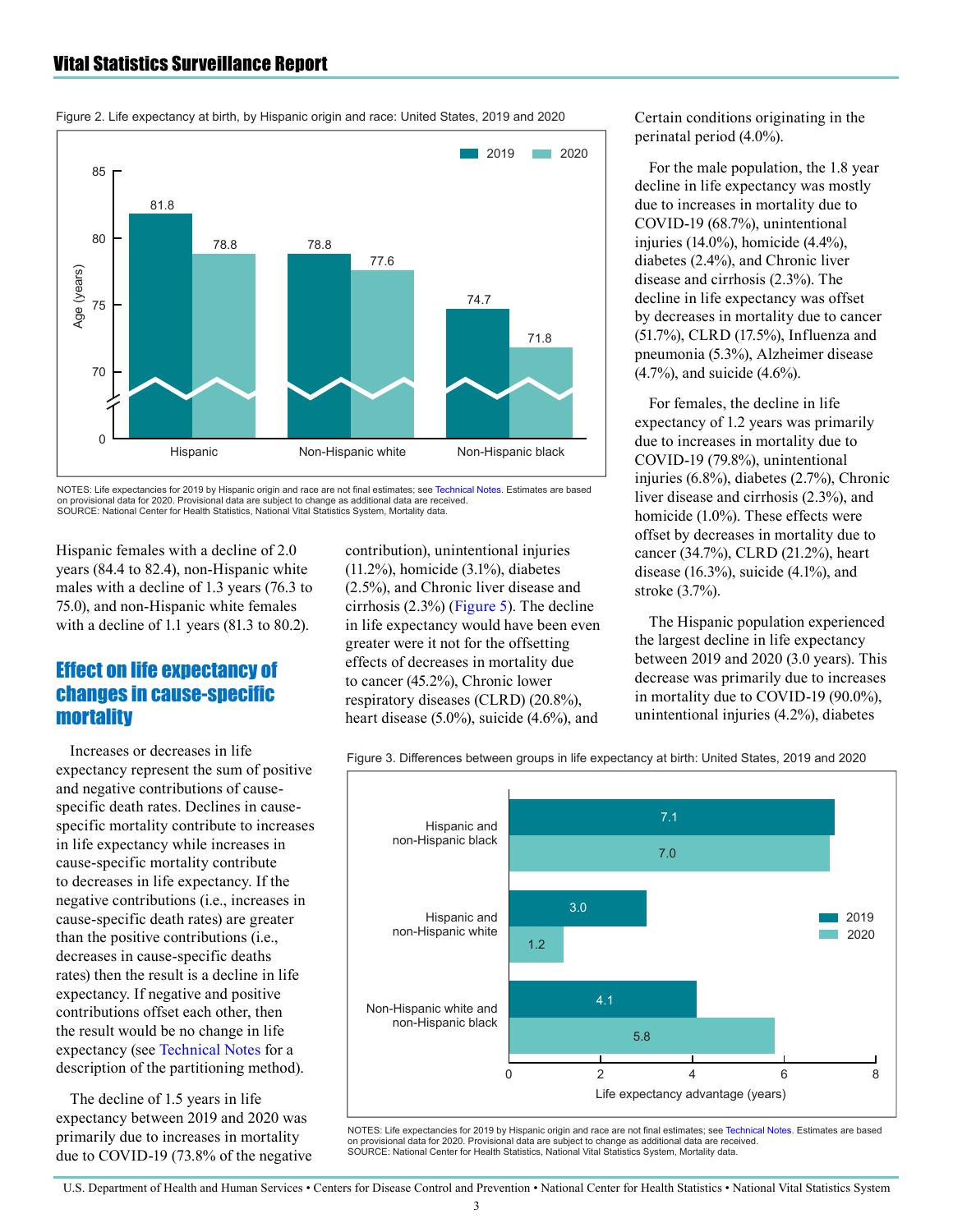Figure 2. Life expectancy at birth, by Hispanic origin and race: United States, 2019 and 2020

| | 2019 | 2020 |
|---|---|---|
| Hispanic | 81.8 | 78.8 |
| Non-Hispanic white | 78.8 | 77.6 |
| Non-Hispanic black | 74.7 | 71.8 |

NOTES: Life expectancies for 2019 by Hispanic origin and race are not final estimates; see Technical Notes. Estimates are based on provisional data for 2020. Provisional data are subject to change as additional data are received.
SOURCE: National Center for Health Statistics, National Vital Statistics System, Mortality data.

Hispanic females with a decline of 2.0 years (84.4 to 82.4), non-Hispanic white males with a decline of 1.3 years (76.3 to 75.0), and non-Hispanic white females with a decline of 1.1 years (81.3 to 80.2).

## Effect on life expectancy of changes in cause-specific mortality

Increases or decreases in life expectancy represent the sum of positive and negative contributions of cause-specific death rates. Declines in cause-specific mortality contribute to increases in life expectancy while increases in cause-specific mortality contribute to decreases in life expectancy. If the negative contributions (i.e., increases in cause-specific death rates) are greater than the positive contributions (i.e., decreases in cause-specific deaths rates) then the result is a decline in life expectancy. If negative and positive contributions offset each other, then the result would be no change in life expectancy (see Technical Notes for a description of the partitioning method).

The decline of 1.5 years in life expectancy between 2019 and 2020 was primarily due to increases in mortality due to COVID-19 (73.8% of the negative contribution), unintentional injuries (11.2%), homicide (3.1%), diabetes (2.5%), and Chronic liver disease and cirrhosis (2.3%) (Figure 5). The decline in life expectancy would have been even greater were it not for the offsetting effects of decreases in mortality due to cancer (45.2%), Chronic lower respiratory diseases (CLRD) (20.8%), heart disease (5.0%), suicide (4.6%), and Certain conditions originating in the perinatal period (4.0%).

For the male population, the 1.8 year decline in life expectancy was mostly due to increases in mortality due to COVID-19 (68.7%), unintentional injuries (14.0%), homicide (4.4%), diabetes (2.4%), and Chronic liver disease and cirrhosis (2.3%). The decline in life expectancy was offset by decreases in mortality due to cancer (51.7%), CLRD (17.5%), Influenza and pneumonia (5.3%), Alzheimer disease (4.7%), and suicide (4.6%).

For females, the decline in life expectancy of 1.2 years was primarily due to increases in mortality due to COVID-19 (79.8%), unintentional injuries (6.8%), diabetes (2.7%), Chronic liver disease and cirrhosis (2.3%), and homicide (1.0%). These effects were offset by decreases in mortality due to cancer (34.7%), CLRD (21.2%), heart disease (16.3%), suicide (4.1%), and stroke (3.7%).

The Hispanic population experienced the largest decline in life expectancy between 2019 and 2020 (3.0 years). This decrease was primarily due to increases in mortality due to COVID-19 (90.0%), unintentional injuries (4.2%), diabetes

Figure 3. Differences between groups in life expectancy at birth: United States, 2019 and 2020

| Life expectancy advantage (years) | 2019 | 2020 |
|---|---|---|
| Hispanic and non-Hispanic black | 7.1 | 7.0 |
| Hispanic and non-Hispanic white | 3.0 | 1.2 |
| Non-Hispanic white and non-Hispanic black | 4.1 | 5.8 |

NOTES: Life expectancies for 2019 by Hispanic origin and race are not final estimates; see Technical Notes. Estimates are based on provisional data for 2020. Provisional data are subject to change as additional data are received.
SOURCE: National Center for Health Statistics, National Vital Statistics System, Mortality data.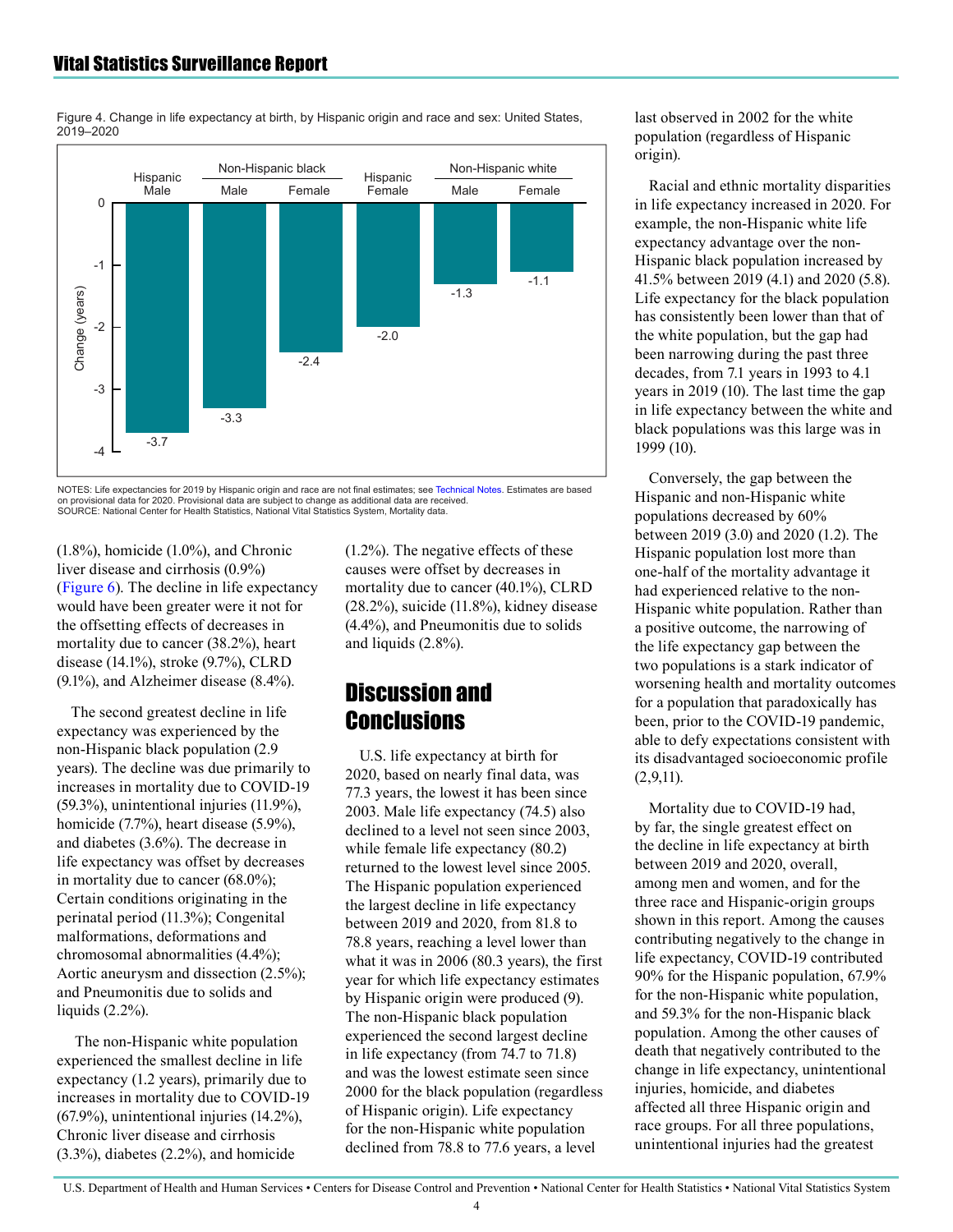Figure 4. Change in life expectancy at birth, by Hispanic origin and race and sex: United States, 2019–2020

| | Hispanic Male | Non-Hispanic black Male | Non-Hispanic black Female | Hispanic Female | Non-Hispanic white Male | Non-Hispanic white Female |
|---|---|---|---|---|---|---|
| Change (years) | -3.7 | -3.3 | -2.4 | -2.0 | -1.3 | -1.1 |

NOTES: Life expectancies for 2019 by Hispanic origin and race are not final estimates; see Technical Notes. Estimates are based on provisional data for 2020. Provisional data are subject to change as additional data are received.
SOURCE: National Center for Health Statistics, National Vital Statistics System, Mortality data.

(1.8%), homicide (1.0%), and Chronic liver disease and cirrhosis (0.9%) (Figure 6). The decline in life expectancy would have been greater were it not for the offsetting effects of decreases in mortality due to cancer (38.2%), heart disease (14.1%), stroke (9.7%), CLRD (9.1%), and Alzheimer disease (8.4%).

The second greatest decline in life expectancy was experienced by the non-Hispanic black population (2.9 years). The decline was due primarily to increases in mortality due to COVID-19 (59.3%), unintentional injuries (11.9%), homicide (7.7%), heart disease (5.9%), and diabetes (3.6%). The decrease in life expectancy was offset by decreases in mortality due to cancer (68.0%); Certain conditions originating in the perinatal period (11.3%); Congenital malformations, deformations and chromosomal abnormalities (4.4%); Aortic aneurysm and dissection (2.5%); and Pneumonitis due to solids and liquids (2.2%).

The non-Hispanic white population experienced the smallest decline in life expectancy (1.2 years), primarily due to increases in mortality due to COVID-19 (67.9%), unintentional injuries (14.2%), Chronic liver disease and cirrhosis (3.3%), diabetes (2.2%), and homicide (1.2%). The negative effects of these causes were offset by decreases in mortality due to cancer (40.1%), CLRD (28.2%), suicide (11.8%), kidney disease (4.4%), and Pneumonitis due to solids and liquids (2.8%).

## Discussion and Conclusions

U.S. life expectancy at birth for 2020, based on nearly final data, was 77.3 years, the lowest it has been since 2003. Male life expectancy (74.5) also declined to a level not seen since 2003, while female life expectancy (80.2) returned to the lowest level since 2005. The Hispanic population experienced the largest decline in life expectancy between 2019 and 2020, from 81.8 to 78.8 years, reaching a level lower than what it was in 2006 (80.3 years), the first year for which life expectancy estimates by Hispanic origin were produced (9). The non-Hispanic black population experienced the second largest decline in life expectancy (from 74.7 to 71.8) and was the lowest estimate seen since 2000 for the black population (regardless of Hispanic origin). Life expectancy for the non-Hispanic white population declined from 78.8 to 77.6 years, a level last observed in 2002 for the white population (regardless of Hispanic origin).

Racial and ethnic mortality disparities in life expectancy increased in 2020. For example, the non-Hispanic white life expectancy advantage over the non-Hispanic black population increased by 41.5% between 2019 (4.1) and 2020 (5.8). Life expectancy for the black population has consistently been lower than that of the white population, but the gap had been narrowing during the past three decades, from 7.1 years in 1993 to 4.1 years in 2019 (10). The last time the gap in life expectancy between the white and black populations was this large was in 1999 (10).

Conversely, the gap between the Hispanic and non-Hispanic white populations decreased by 60% between 2019 (3.0) and 2020 (1.2). The Hispanic population lost more than one-half of the mortality advantage it had experienced relative to the non-Hispanic white population. Rather than a positive outcome, the narrowing of the life expectancy gap between the two populations is a stark indicator of worsening health and mortality outcomes for a population that paradoxically has been, prior to the COVID-19 pandemic, able to defy expectations consistent with its disadvantaged socioeconomic profile (2,9,11).

Mortality due to COVID-19 had, by far, the single greatest effect on the decline in life expectancy at birth between 2019 and 2020, overall, among men and women, and for the three race and Hispanic-origin groups shown in this report. Among the causes contributing negatively to the change in life expectancy, COVID-19 contributed 90% for the Hispanic population, 67.9% for the non-Hispanic white population, and 59.3% for the non-Hispanic black population. Among the other causes of death that negatively contributed to the change in life expectancy, unintentional injuries, homicide, and diabetes affected all three Hispanic origin and race groups. For all three populations, unintentional injuries had the greatest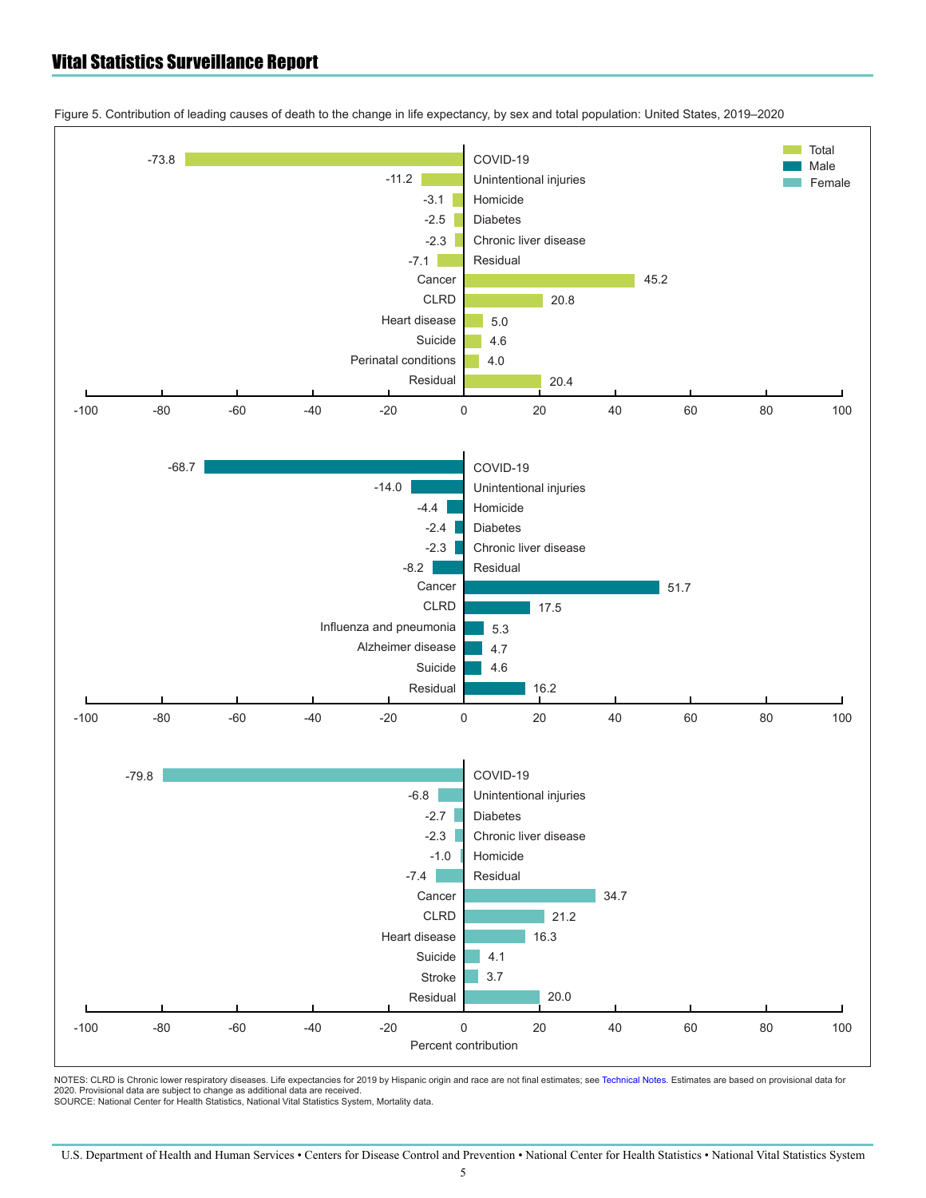Figure 5. Contribution of leading causes of death to the change in life expectancy, by sex and total population: United States, 2019–2020

**Total**

| Cause of death | Percent contribution |
| --- | --- |
| COVID-19 | -73.8 |
| Unintentional injuries | -11.2 |
| Homicide | -3.1 |
| Diabetes | -2.5 |
| Chronic liver disease | -2.3 |
| Residual | -7.1 |
| Cancer | 45.2 |
| CLRD | 20.8 |
| Heart disease | 5.0 |
| Suicide | 4.6 |
| Perinatal conditions | 4.0 |
| Residual | 20.4 |

**Male**

| Cause of death | Percent contribution |
| --- | --- |
| COVID-19 | -68.7 |
| Unintentional injuries | -14.0 |
| Homicide | -4.4 |
| Diabetes | -2.4 |
| Chronic liver disease | -2.3 |
| Residual | -8.2 |
| Cancer | 51.7 |
| CLRD | 17.5 |
| Influenza and pneumonia | 5.3 |
| Alzheimer disease | 4.7 |
| Suicide | 4.6 |
| Residual | 16.2 |

**Female**

| Cause of death | Percent contribution |
| --- | --- |
| COVID-19 | -79.8 |
| Unintentional injuries | -6.8 |
| Diabetes | -2.7 |
| Chronic liver disease | -2.3 |
| Homicide | -1.0 |
| Residual | -7.4 |
| Cancer | 34.7 |
| CLRD | 21.2 |
| Heart disease | 16.3 |
| Suicide | 4.1 |
| Stroke | 3.7 |
| Residual | 20.0 |

NOTES: CLRD is Chronic lower respiratory diseases. Life expectancies for 2019 by Hispanic origin and race are not final estimates; see Technical Notes. Estimates are based on provisional data for 2020. Provisional data are subject to change as additional data are received.
SOURCE: National Center for Health Statistics, National Vital Statistics System, Mortality data.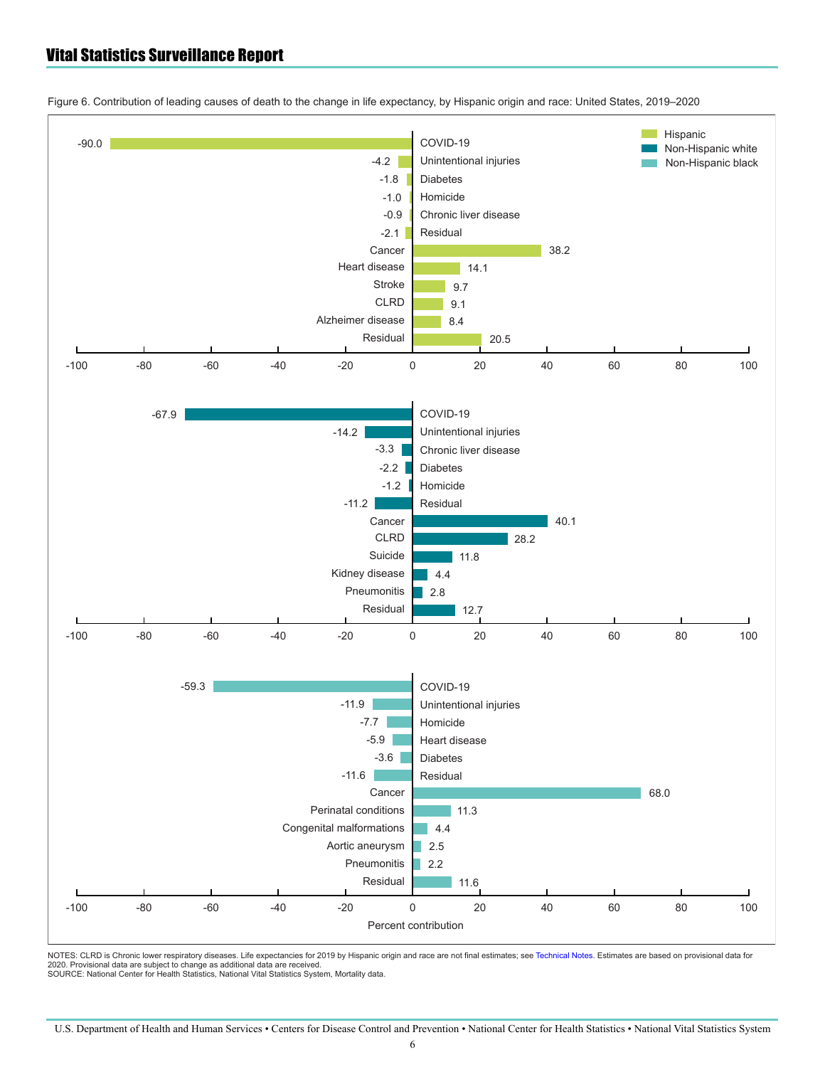Figure 6. Contribution of leading causes of death to the change in life expectancy, by Hispanic origin and race: United States, 2019–2020

**Hispanic**

| Cause | Percent contribution |
|---|---|
| COVID-19 | -90.0 |
| Unintentional injuries | -4.2 |
| Diabetes | -1.8 |
| Homicide | -1.0 |
| Chronic liver disease | -0.9 |
| Residual | -2.1 |
| Cancer | 38.2 |
| Heart disease | 14.1 |
| Stroke | 9.7 |
| CLRD | 9.1 |
| Alzheimer disease | 8.4 |
| Residual | 20.5 |

**Non-Hispanic white**

| Cause | Percent contribution |
|---|---|
| COVID-19 | -67.9 |
| Unintentional injuries | -14.2 |
| Chronic liver disease | -3.3 |
| Diabetes | -2.2 |
| Homicide | -1.2 |
| Residual | -11.2 |
| Cancer | 40.1 |
| CLRD | 28.2 |
| Suicide | 11.8 |
| Kidney disease | 4.4 |
| Pneumonitis | 2.8 |
| Residual | 12.7 |

**Non-Hispanic black**

| Cause | Percent contribution |
|---|---|
| COVID-19 | -59.3 |
| Unintentional injuries | -11.9 |
| Homicide | -7.7 |
| Heart disease | -5.9 |
| Diabetes | -3.6 |
| Residual | -11.6 |
| Cancer | 68.0 |
| Perinatal conditions | 11.3 |
| Congenital malformations | 4.4 |
| Aortic aneurysm | 2.5 |
| Pneumonitis | 2.2 |
| Residual | 11.6 |

Percent contribution

NOTES: CLRD is Chronic lower respiratory diseases. Life expectancies for 2019 by Hispanic origin and race are not final estimates; see Technical Notes. Estimates are based on provisional data for 2020. Provisional data are subject to change as additional data are received.
SOURCE: National Center for Health Statistics, National Vital Statistics System, Mortality data.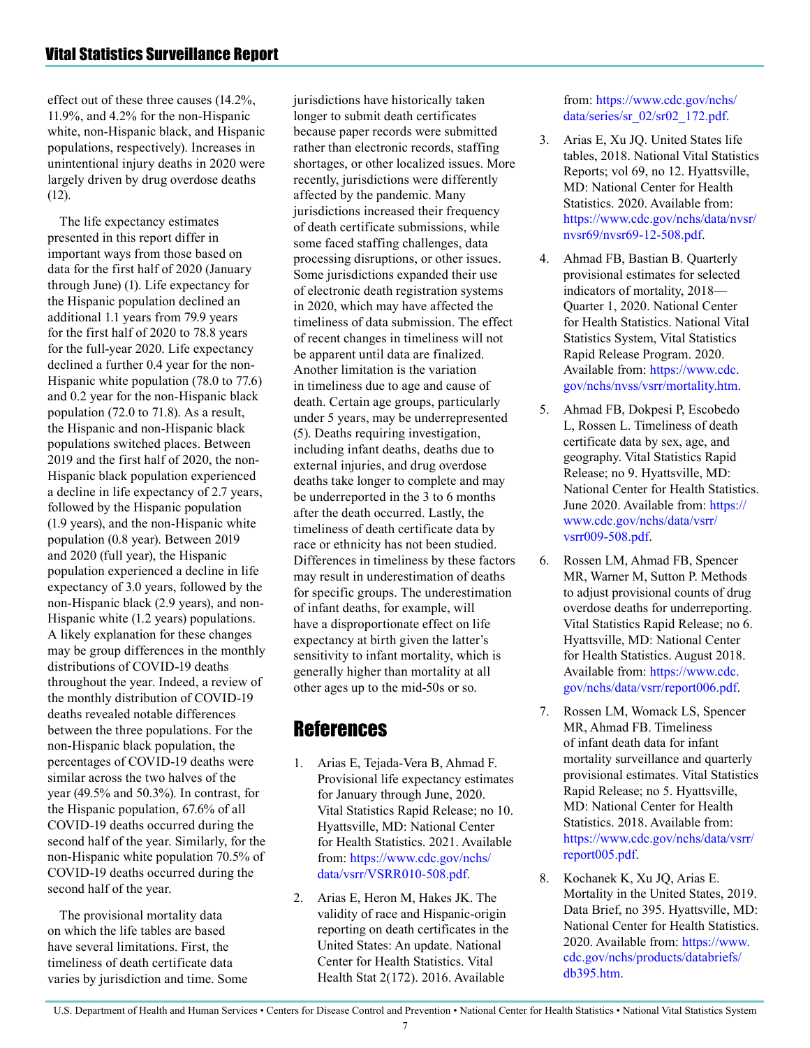effect out of these three causes (14.2%, 11.9%, and 4.2% for the non-Hispanic white, non-Hispanic black, and Hispanic populations, respectively). Increases in unintentional injury deaths in 2020 were largely driven by drug overdose deaths (12).

The life expectancy estimates presented in this report differ in important ways from those based on data for the first half of 2020 (January through June) (1). Life expectancy for the Hispanic population declined an additional 1.1 years from 79.9 years for the first half of 2020 to 78.8 years for the full-year 2020. Life expectancy declined a further 0.4 year for the non-Hispanic white population (78.0 to 77.6) and 0.2 year for the non-Hispanic black population (72.0 to 71.8). As a result, the Hispanic and non-Hispanic black populations switched places. Between 2019 and the first half of 2020, the non-Hispanic black population experienced a decline in life expectancy of 2.7 years, followed by the Hispanic population (1.9 years), and the non-Hispanic white population (0.8 year). Between 2019 and 2020 (full year), the Hispanic population experienced a decline in life expectancy of 3.0 years, followed by the non-Hispanic black (2.9 years), and non-Hispanic white (1.2 years) populations. A likely explanation for these changes may be group differences in the monthly distributions of COVID-19 deaths throughout the year. Indeed, a review of the monthly distribution of COVID-19 deaths revealed notable differences between the three populations. For the non-Hispanic black population, the percentages of COVID-19 deaths were similar across the two halves of the year (49.5% and 50.3%). In contrast, for the Hispanic population, 67.6% of all COVID-19 deaths occurred during the second half of the year. Similarly, for the non-Hispanic white population 70.5% of COVID-19 deaths occurred during the second half of the year.

The provisional mortality data on which the life tables are based have several limitations. First, the timeliness of death certificate data varies by jurisdiction and time. Some jurisdictions have historically taken longer to submit death certificates because paper records were submitted rather than electronic records, staffing shortages, or other localized issues. More recently, jurisdictions were differently affected by the pandemic. Many jurisdictions increased their frequency of death certificate submissions, while some faced staffing challenges, data processing disruptions, or other issues. Some jurisdictions expanded their use of electronic death registration systems in 2020, which may have affected the timeliness of data submission. The effect of recent changes in timeliness will not be apparent until data are finalized. Another limitation is the variation in timeliness due to age and cause of death. Certain age groups, particularly under 5 years, may be underrepresented (5). Deaths requiring investigation, including infant deaths, deaths due to external injuries, and drug overdose deaths take longer to complete and may be underreported in the 3 to 6 months after the death occurred. Lastly, the timeliness of death certificate data by race or ethnicity has not been studied. Differences in timeliness by these factors may result in underestimation of deaths for specific groups. The underestimation of infant deaths, for example, will have a disproportionate effect on life expectancy at birth given the latter's sensitivity to infant mortality, which is generally higher than mortality at all other ages up to the mid-50s or so.

# References

1. Arias E, Tejada-Vera B, Ahmad F. Provisional life expectancy estimates for January through June, 2020. Vital Statistics Rapid Release; no 10. Hyattsville, MD: National Center for Health Statistics. 2021. Available from: https://www.cdc.gov/nchs/data/vsrr/VSRR010-508.pdf.
2. Arias E, Heron M, Hakes JK. The validity of race and Hispanic-origin reporting on death certificates in the United States: An update. National Center for Health Statistics. Vital Health Stat 2(172). 2016. Available from: https://www.cdc.gov/nchs/data/series/sr_02/sr02_172.pdf.
3. Arias E, Xu JQ. United States life tables, 2018. National Vital Statistics Reports; vol 69, no 12. Hyattsville, MD: National Center for Health Statistics. 2020. Available from: https://www.cdc.gov/nchs/data/nvsr/nvsr69/nvsr69-12-508.pdf.
4. Ahmad FB, Bastian B. Quarterly provisional estimates for selected indicators of mortality, 2018—Quarter 1, 2020. National Center for Health Statistics. National Vital Statistics System, Vital Statistics Rapid Release Program. 2020. Available from: https://www.cdc.gov/nchs/nvss/vsrr/mortality.htm.
5. Ahmad FB, Dokpesi P, Escobedo L, Rossen L. Timeliness of death certificate data by sex, age, and geography. Vital Statistics Rapid Release; no 9. Hyattsville, MD: National Center for Health Statistics. June 2020. Available from: https://www.cdc.gov/nchs/data/vsrr/vsrr009-508.pdf.
6. Rossen LM, Ahmad FB, Spencer MR, Warner M, Sutton P. Methods to adjust provisional counts of drug overdose deaths for underreporting. Vital Statistics Rapid Release; no 6. Hyattsville, MD: National Center for Health Statistics. August 2018. Available from: https://www.cdc.gov/nchs/data/vsrr/report006.pdf.
7. Rossen LM, Womack LS, Spencer MR, Ahmad FB. Timeliness of infant death data for infant mortality surveillance and quarterly provisional estimates. Vital Statistics Rapid Release; no 5. Hyattsville, MD: National Center for Health Statistics. 2018. Available from: https://www.cdc.gov/nchs/data/vsrr/report005.pdf.
8. Kochanek K, Xu JQ, Arias E. Mortality in the United States, 2019. Data Brief, no 395. Hyattsville, MD: National Center for Health Statistics. 2020. Available from: https://www.cdc.gov/nchs/products/databriefs/db395.htm.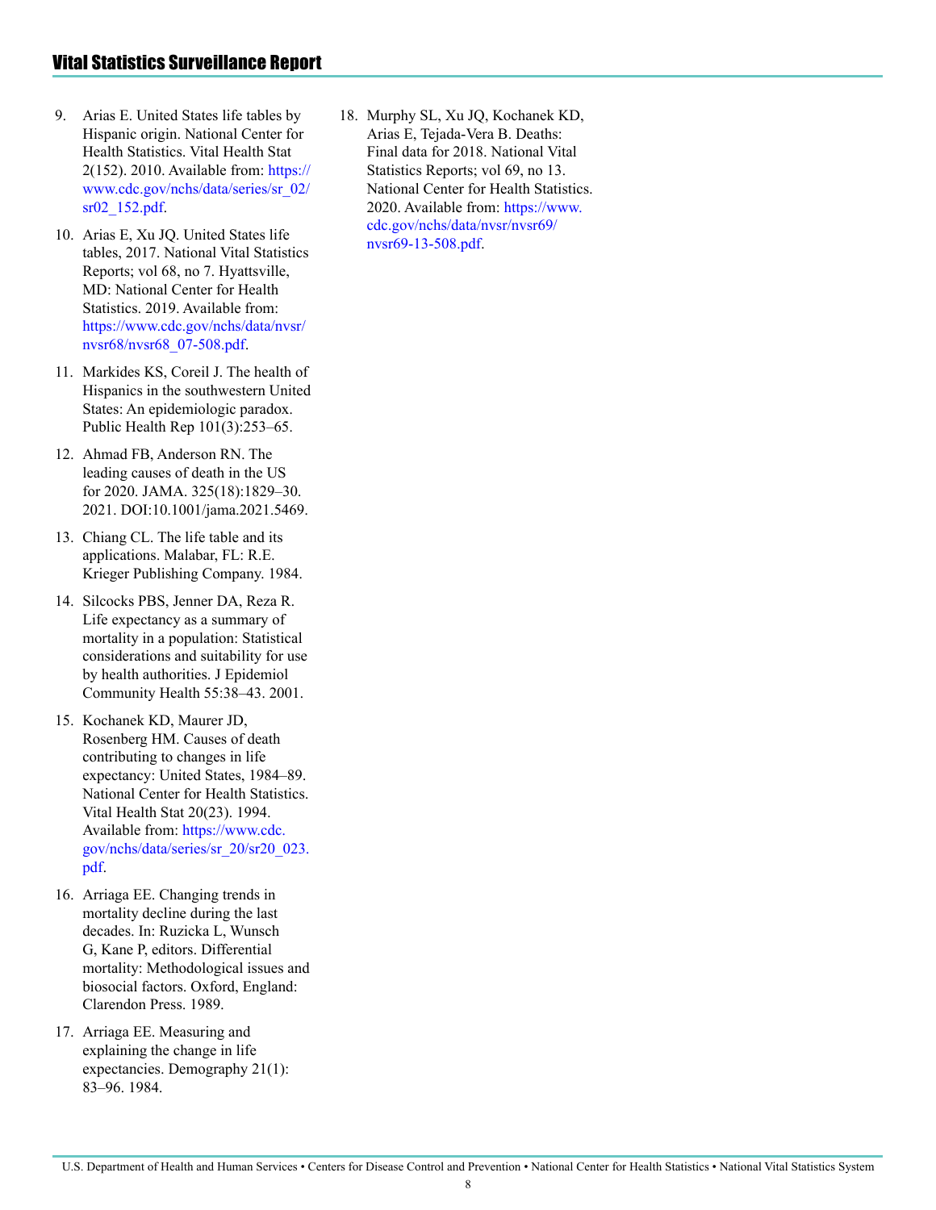9. Arias E. United States life tables by Hispanic origin. National Center for Health Statistics. Vital Health Stat 2(152). 2010. Available from: https://www.cdc.gov/nchs/data/series/sr_02/sr02_152.pdf.

10. Arias E, Xu JQ. United States life tables, 2017. National Vital Statistics Reports; vol 68, no 7. Hyattsville, MD: National Center for Health Statistics. 2019. Available from: https://www.cdc.gov/nchs/data/nvsr/nvsr68/nvsr68_07-508.pdf.

11. Markides KS, Coreil J. The health of Hispanics in the southwestern United States: An epidemiologic paradox. Public Health Rep 101(3):253–65.

12. Ahmad FB, Anderson RN. The leading causes of death in the US for 2020. JAMA. 325(18):1829–30. 2021. DOI:10.1001/jama.2021.5469.

13. Chiang CL. The life table and its applications. Malabar, FL: R.E. Krieger Publishing Company. 1984.

14. Silcocks PBS, Jenner DA, Reza R. Life expectancy as a summary of mortality in a population: Statistical considerations and suitability for use by health authorities. J Epidemiol Community Health 55:38–43. 2001.

15. Kochanek KD, Maurer JD, Rosenberg HM. Causes of death contributing to changes in life expectancy: United States, 1984–89. National Center for Health Statistics. Vital Health Stat 20(23). 1994. Available from: https://www.cdc.gov/nchs/data/series/sr_20/sr20_023.pdf.

16. Arriaga EE. Changing trends in mortality decline during the last decades. In: Ruzicka L, Wunsch G, Kane P, editors. Differential mortality: Methodological issues and biosocial factors. Oxford, England: Clarendon Press. 1989.

17. Arriaga EE. Measuring and explaining the change in life expectancies. Demography 21(1): 83–96. 1984.

18. Murphy SL, Xu JQ, Kochanek KD, Arias E, Tejada-Vera B. Deaths: Final data for 2018. National Vital Statistics Reports; vol 69, no 13. National Center for Health Statistics. 2020. Available from: https://www.cdc.gov/nchs/data/nvsr/nvsr69/nvsr69-13-508.pdf.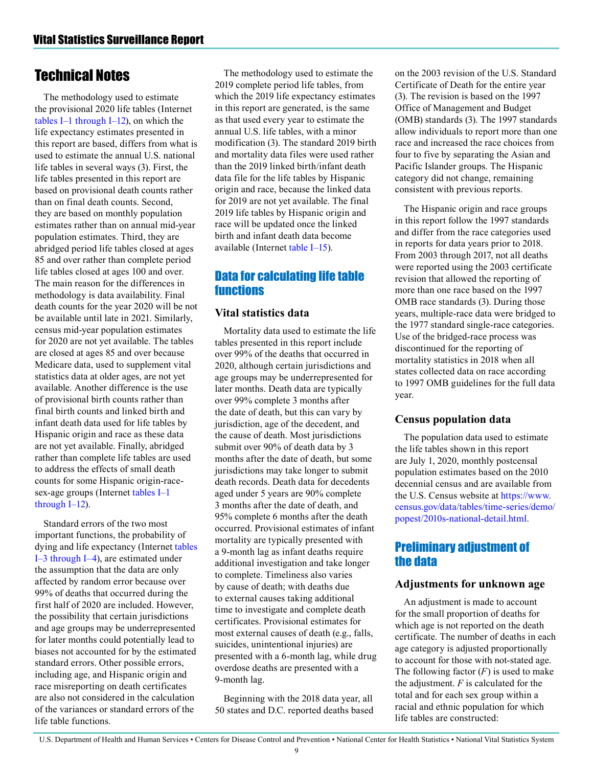# Technical Notes

The methodology used to estimate the provisional 2020 life tables (Internet tables I–1 through I–12), on which the life expectancy estimates presented in this report are based, differs from what is used to estimate the annual U.S. national life tables in several ways (3). First, the life tables presented in this report are based on provisional death counts rather than on final death counts. Second, they are based on monthly population estimates rather than on annual mid-year population estimates. Third, they are abridged period life tables closed at ages 85 and over rather than complete period life tables closed at ages 100 and over. The main reason for the differences in methodology is data availability. Final death counts for the year 2020 will be not be available until late in 2021. Similarly, census mid-year population estimates for 2020 are not yet available. The tables are closed at ages 85 and over because Medicare data, used to supplement vital statistics data at older ages, are not yet available. Another difference is the use of provisional birth counts rather than final birth counts and linked birth and infant death data used for life tables by Hispanic origin and race as these data are not yet available. Finally, abridged rather than complete life tables are used to address the effects of small death counts for some Hispanic origin-race-sex-age groups (Internet tables I–1 through I–12).

Standard errors of the two most important functions, the probability of dying and life expectancy (Internet tables I–3 through I–4), are estimated under the assumption that the data are only affected by random error because over 99% of deaths that occurred during the first half of 2020 are included. However, the possibility that certain jurisdictions and age groups may be underrepresented for later months could potentially lead to biases not accounted for by the estimated standard errors. Other possible errors, including age, and Hispanic origin and race misreporting on death certificates are also not considered in the calculation of the variances or standard errors of the life table functions.

The methodology used to estimate the 2019 complete period life tables, from which the 2019 life expectancy estimates in this report are generated, is the same as that used every year to estimate the annual U.S. life tables, with a minor modification (3). The standard 2019 birth and mortality data files were used rather than the 2019 linked birth/infant death data file for the life tables by Hispanic origin and race, because the linked data for 2019 are not yet available. The final 2019 life tables by Hispanic origin and race will be updated once the linked birth and infant death data become available (Internet table I–15).

## Data for calculating life table functions

### Vital statistics data

Mortality data used to estimate the life tables presented in this report include over 99% of the deaths that occurred in 2020, although certain jurisdictions and age groups may be underrepresented for later months. Death data are typically over 99% complete 3 months after the date of death, but this can vary by jurisdiction, age of the decedent, and the cause of death. Most jurisdictions submit over 90% of death data by 3 months after the date of death, but some jurisdictions may take longer to submit death records. Death data for decedents aged under 5 years are 90% complete 3 months after the date of death, and 95% complete 6 months after the death occurred. Provisional estimates of infant mortality are typically presented with a 9-month lag as infant deaths require additional investigation and take longer to complete. Timeliness also varies by cause of death; with deaths due to external causes taking additional time to investigate and complete death certificates. Provisional estimates for most external causes of death (e.g., falls, suicides, unintentional injuries) are presented with a 6-month lag, while drug overdose deaths are presented with a 9-month lag.

Beginning with the 2018 data year, all 50 states and D.C. reported deaths based on the 2003 revision of the U.S. Standard Certificate of Death for the entire year (3). The revision is based on the 1997 Office of Management and Budget (OMB) standards (3). The 1997 standards allow individuals to report more than one race and increased the race choices from four to five by separating the Asian and Pacific Islander groups. The Hispanic category did not change, remaining consistent with previous reports.

The Hispanic origin and race groups in this report follow the 1997 standards and differ from the race categories used in reports for data years prior to 2018. From 2003 through 2017, not all deaths were reported using the 2003 certificate revision that allowed the reporting of more than one race based on the 1997 OMB race standards (3). During those years, multiple-race data were bridged to the 1977 standard single-race categories. Use of the bridged-race process was discontinued for the reporting of mortality statistics in 2018 when all states collected data on race according to 1997 OMB guidelines for the full data year.

### Census population data

The population data used to estimate the life tables shown in this report are July 1, 2020, monthly postcensal population estimates based on the 2010 decennial census and are available from the U.S. Census website at https://www.census.gov/data/tables/time-series/demo/popest/2010s-national-detail.html.

## Preliminary adjustment of the data

### Adjustments for unknown age

An adjustment is made to account for the small proportion of deaths for which age is not reported on the death certificate. The number of deaths in each age category is adjusted proportionally to account for those with not-stated age. The following factor ($F$) is used to make the adjustment. $F$ is calculated for the total and for each sex group within a racial and ethnic population for which life tables are constructed: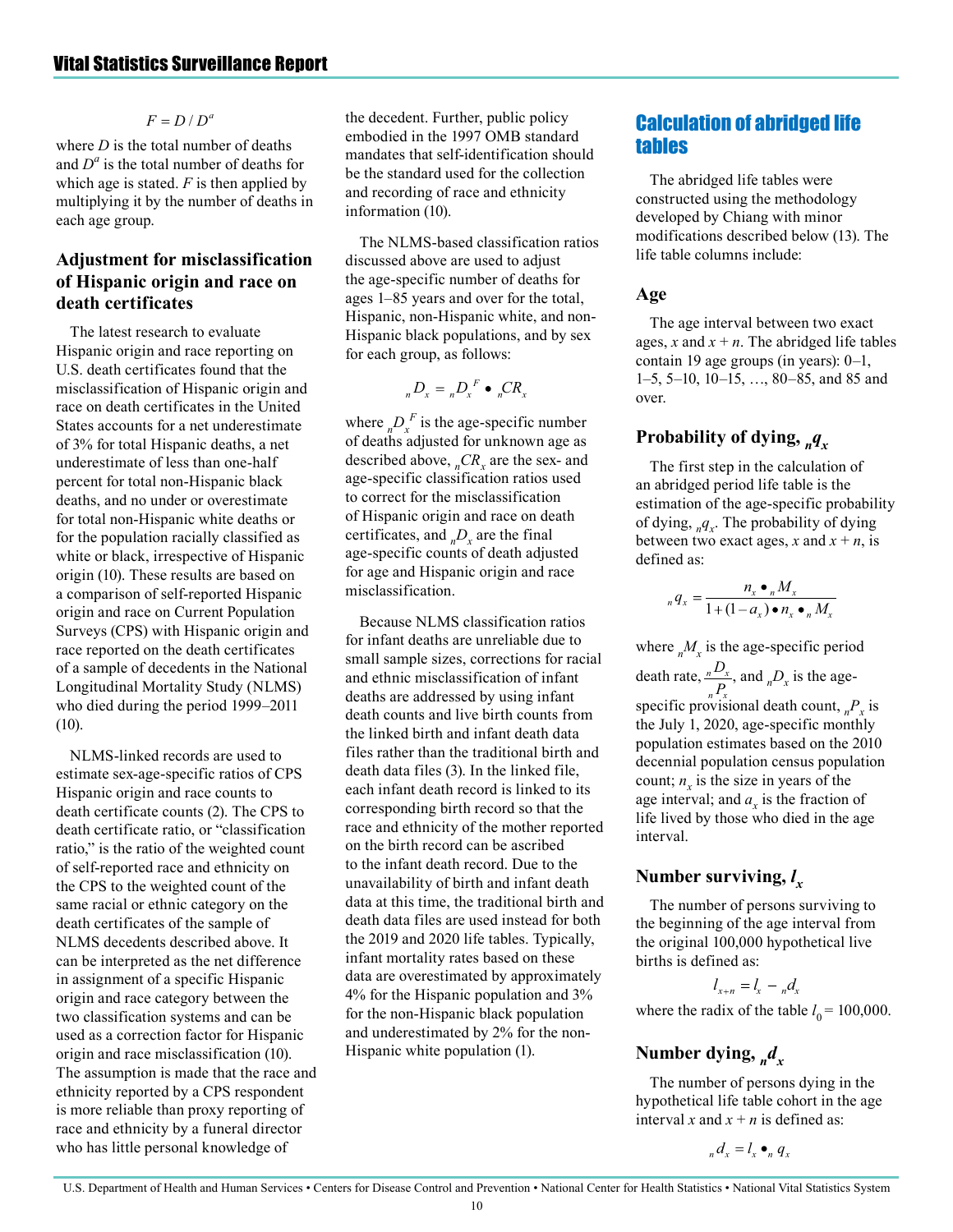$$F = D / D^a$$

where $D$ is the total number of deaths and $D^a$ is the total number of deaths for which age is stated. $F$ is then applied by multiplying it by the number of deaths in each age group.

### Adjustment for misclassification of Hispanic origin and race on death certificates

The latest research to evaluate Hispanic origin and race reporting on U.S. death certificates found that the misclassification of Hispanic origin and race on death certificates in the United States accounts for a net underestimate of 3% for total Hispanic deaths, a net underestimate of less than one-half percent for total non-Hispanic black deaths, and no under or overestimate for total non-Hispanic white deaths or for the population racially classified as white or black, irrespective of Hispanic origin (10). These results are based on a comparison of self-reported Hispanic origin and race on Current Population Surveys (CPS) with Hispanic origin and race reported on the death certificates of a sample of decedents in the National Longitudinal Mortality Study (NLMS) who died during the period 1999–2011 (10).

NLMS-linked records are used to estimate sex-age-specific ratios of CPS Hispanic origin and race counts to death certificate counts (2). The CPS to death certificate ratio, or "classification ratio," is the ratio of the weighted count of self-reported race and ethnicity on the CPS to the weighted count of the same racial or ethnic category on the death certificates of the sample of NLMS decedents described above. It can be interpreted as the net difference in assignment of a specific Hispanic origin and race category between the two classification systems and can be used as a correction factor for Hispanic origin and race misclassification (10). The assumption is made that the race and ethnicity reported by a CPS respondent is more reliable than proxy reporting of race and ethnicity by a funeral director who has little personal knowledge of the decedent. Further, public policy embodied in the 1997 OMB standard mandates that self-identification should be the standard used for the collection and recording of race and ethnicity information (10).

The NLMS-based classification ratios discussed above are used to adjust the age-specific number of deaths for ages 1–85 years and over for the total, Hispanic, non-Hispanic white, and non-Hispanic black populations, and by sex for each group, as follows:

$${}_nD_x = {}_nD_x^{\,F} \bullet {}_nCR_x$$

where ${}_nD_x^{\,F}$ is the age-specific number of deaths adjusted for unknown age as described above, ${}_nCR_x$ are the sex- and age-specific classification ratios used to correct for the misclassification of Hispanic origin and race on death certificates, and ${}_nD_x$ are the final age-specific counts of death adjusted for age and Hispanic origin and race misclassification.

Because NLMS classification ratios for infant deaths are unreliable due to small sample sizes, corrections for racial and ethnic misclassification of infant deaths are addressed by using infant death counts and live birth counts from the linked birth and infant death data files rather than the traditional birth and death data files (3). In the linked file, each infant death record is linked to its corresponding birth record so that the race and ethnicity of the mother reported on the birth record can be ascribed to the infant death record. Due to the unavailability of birth and infant death data at this time, the traditional birth and death data files are used instead for both the 2019 and 2020 life tables. Typically, infant mortality rates based on these data are overestimated by approximately 4% for the Hispanic population and 3% for the non-Hispanic black population and underestimated by 2% for the non-Hispanic white population (1).

## Calculation of abridged life tables

The abridged life tables were constructed using the methodology developed by Chiang with minor modifications described below (13). The life table columns include:

### Age

The age interval between two exact ages, $x$ and $x + n$. The abridged life tables contain 19 age groups (in years): 0–1, 1–5, 5–10, 10–15, …, 80–85, and 85 and over.

### Probability of dying, ${}_nq_x$

The first step in the calculation of an abridged period life table is the estimation of the age-specific probability of dying, ${}_nq_x$. The probability of dying between two exact ages, $x$ and $x + n$, is defined as:

$${}_nq_x = \frac{n_x \bullet {}_nM_x}{1 + (1 - a_x) \bullet n_x \bullet {}_nM_x}$$

where ${}_nM_x$ is the age-specific period death rate, $\frac{{}_nD_x}{{}_nP_x}$, and ${}_nD_x$ is the age-specific provisional death count, ${}_nP_x$ is the July 1, 2020, age-specific monthly population estimates based on the 2010 decennial population census population count; $n_x$ is the size in years of the age interval; and $a_x$ is the fraction of life lived by those who died in the age interval.

### Number surviving, $l_x$

The number of persons surviving to the beginning of the age interval from the original 100,000 hypothetical live births is defined as:

$$l_{x+n} = l_x - {}_nd_x$$

where the radix of the table $l_0$ = 100,000.

### Number dying, ${}_nd_x$

The number of persons dying in the hypothetical life table cohort in the age interval $x$ and $x + n$ is defined as:

$${}_nd_x = l_x \bullet {}_nq_x$$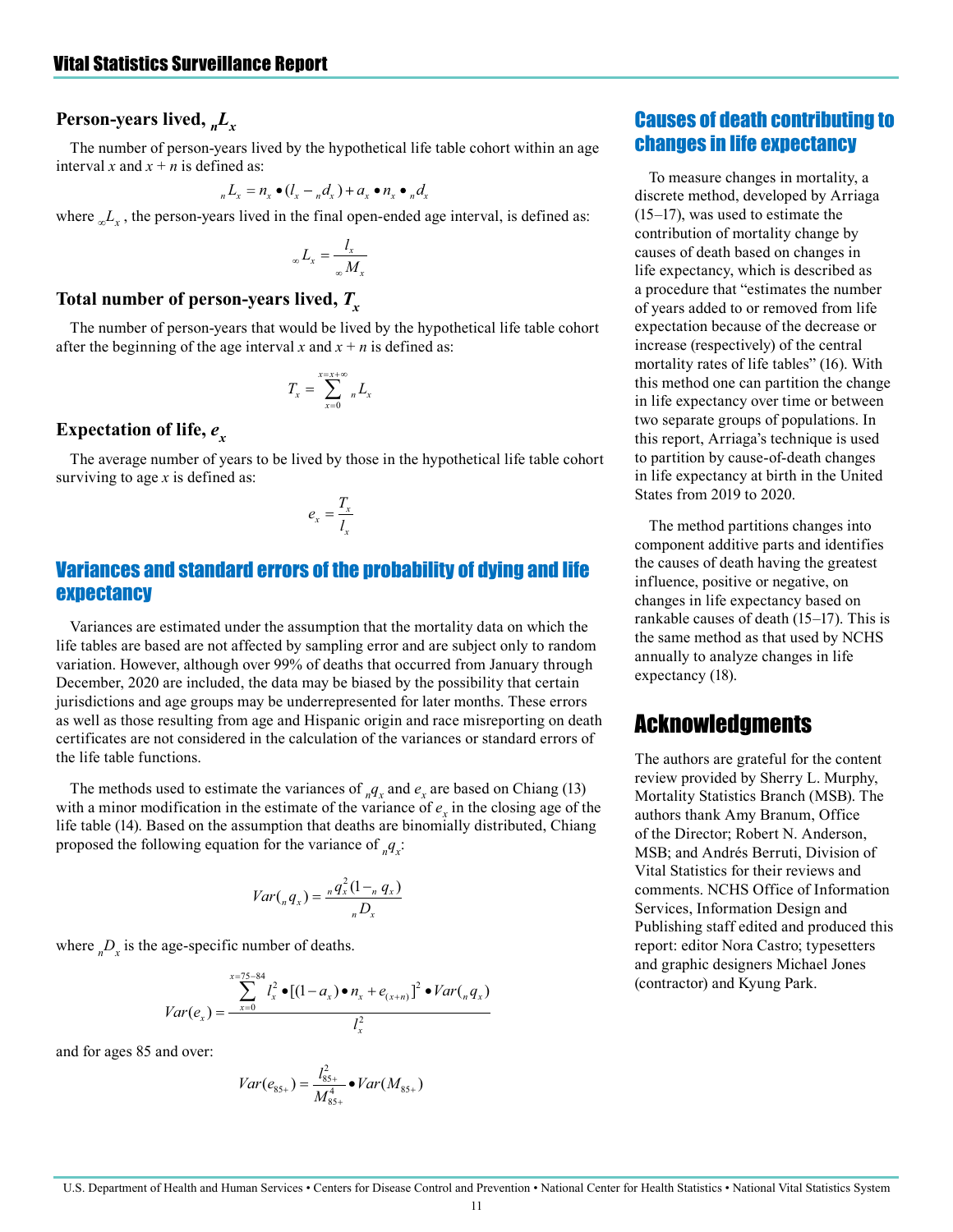### Person-years lived, $_nL_x$

The number of person-years lived by the hypothetical life table cohort within an age interval $x$ and $x + n$ is defined as:

$$_nL_x = n_x \bullet (l_x - {_nd_x}) + a_x \bullet n_x \bullet {_nd_x}$$

where $_\infty L_x$, the person-years lived in the final open-ended age interval, is defined as:

$$_\infty L_x = \frac{l_x}{_\infty M_x}$$

### Total number of person-years lived, $T_x$

The number of person-years that would be lived by the hypothetical life table cohort after the beginning of the age interval $x$ and $x + n$ is defined as:

$$T_x = \sum_{x=0}^{x=x+\infty} {_nL_x}$$

### Expectation of life, $e_x$

The average number of years to be lived by those in the hypothetical life table cohort surviving to age $x$ is defined as:

$$e_x = \frac{T_x}{l_x}$$

## Variances and standard errors of the probability of dying and life expectancy

Variances are estimated under the assumption that the mortality data on which the life tables are based are not affected by sampling error and are subject only to random variation. However, although over 99% of deaths that occurred from January through December, 2020 are included, the data may be biased by the possibility that certain jurisdictions and age groups may be underrepresented for later months. These errors as well as those resulting from age and Hispanic origin and race misreporting on death certificates are not considered in the calculation of the variances or standard errors of the life table functions.

The methods used to estimate the variances of $_nq_x$ and $e_x$ are based on Chiang (13) with a minor modification in the estimate of the variance of $e_x$ in the closing age of the life table (14). Based on the assumption that deaths are binomially distributed, Chiang proposed the following equation for the variance of $_nq_x$:

$$Var(_nq_x) = \frac{_nq_x^2(1 - {_nq_x})}{_nD_x}$$

where $_nD_x$ is the age-specific number of deaths.

$$Var(e_x) = \frac{\sum_{x=0}^{x=75-84} l_x^2 \bullet [(1 - a_x) \bullet n_x + e_{(x+n)}]^2 \bullet Var(_nq_x)}{l_x^2}$$

and for ages 85 and over:

$$Var(e_{85+}) = \frac{l_{85+}^2}{M_{85+}^4} \bullet Var(M_{85+})$$

## Causes of death contributing to changes in life expectancy

To measure changes in mortality, a discrete method, developed by Arriaga (15–17), was used to estimate the contribution of mortality change by causes of death based on changes in life expectancy, which is described as a procedure that "estimates the number of years added to or removed from life expectation because of the decrease or increase (respectively) of the central mortality rates of life tables" (16). With this method one can partition the change in life expectancy over time or between two separate groups of populations. In this report, Arriaga's technique is used to partition by cause-of-death changes in life expectancy at birth in the United States from 2019 to 2020.

The method partitions changes into component additive parts and identifies the causes of death having the greatest influence, positive or negative, on changes in life expectancy based on rankable causes of death (15–17). This is the same method as that used by NCHS annually to analyze changes in life expectancy (18).

# Acknowledgments

The authors are grateful for the content review provided by Sherry L. Murphy, Mortality Statistics Branch (MSB). The authors thank Amy Branum, Office of the Director; Robert N. Anderson, MSB; and Andrés Berruti, Division of Vital Statistics for their reviews and comments. NCHS Office of Information Services, Information Design and Publishing staff edited and produced this report: editor Nora Castro; typesetters and graphic designers Michael Jones (contractor) and Kyung Park.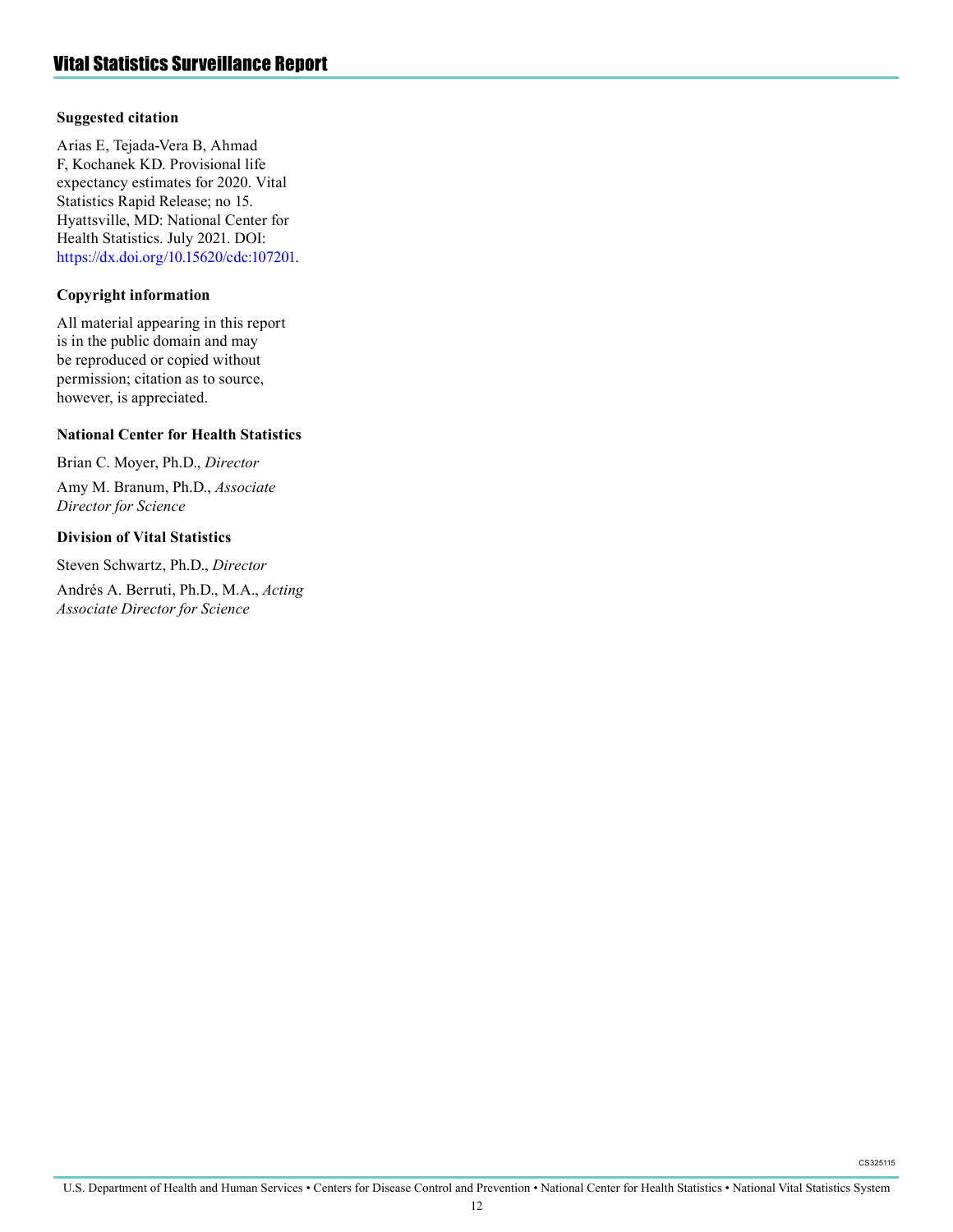**Suggested citation**

Arias E, Tejada-Vera B, Ahmad F, Kochanek KD. Provisional life expectancy estimates for 2020. Vital Statistics Rapid Release; no 15. Hyattsville, MD: National Center for Health Statistics. July 2021. DOI: https://dx.doi.org/10.15620/cdc:107201.

**Copyright information**

All material appearing in this report is in the public domain and may be reproduced or copied without permission; citation as to source, however, is appreciated.

**National Center for Health Statistics**

Brian C. Moyer, Ph.D., *Director*

Amy M. Branum, Ph.D., *Associate Director for Science*

**Division of Vital Statistics**

Steven Schwartz, Ph.D., *Director*

Andrés A. Berruti, Ph.D., M.A., *Acting Associate Director for Science*

CS325115